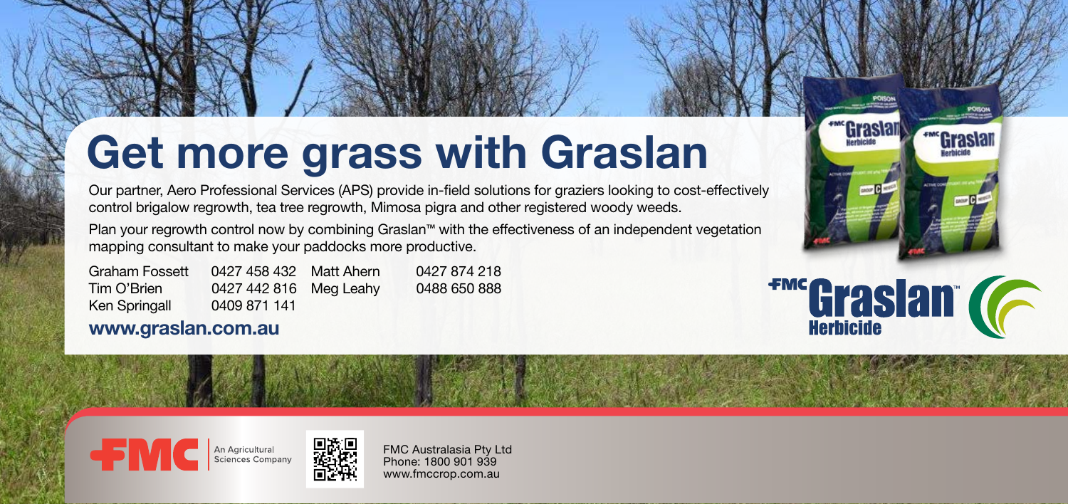# Get more grass with Graslan

Our partner, Aero Professional Services (APS) provide in-field solutions for graziers looking to cost-effectively control brigalow regrowth, tea tree regrowth, Mimosa pigra and other registered woody weeds.

Plan your regrowth control now by combining Graslan™ with the effectiveness of an independent vegetation mapping consultant to make your paddocks more productive.

| | | | |
|---|---|---|---|
| Graham Fossett | 0427 458 432 | Matt Ahern | 0427 874 218 |
| Tim O'Brien | 0427 442 816 | Meg Leahy | 0488 650 888 |
| Ken Springall | 0409 871 141 | | |

**www.graslan.com.au**

FMC Graslan™ Herbicide

FMC An Agricultural Sciences Company

FMC Australasia Pty Ltd
Phone: 1800 901 939
www.fmccrop.com.au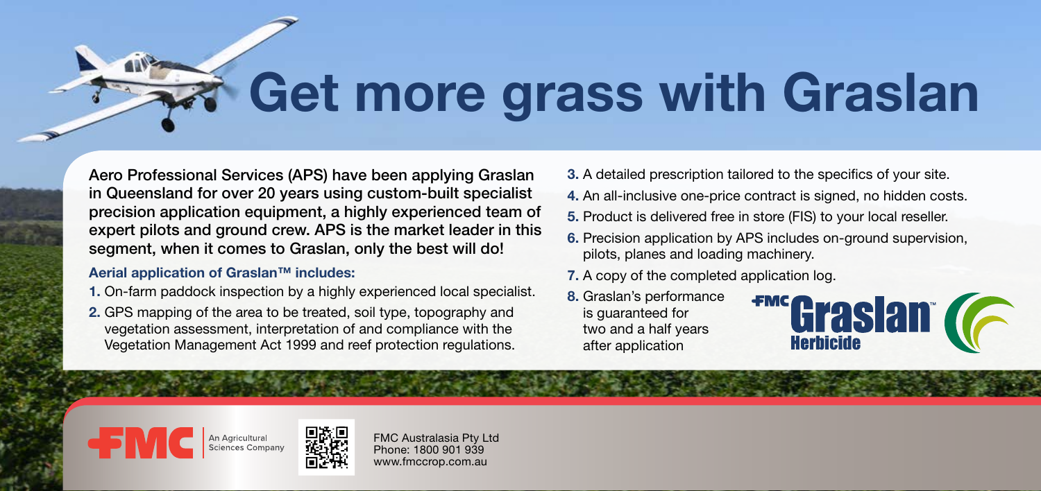# Get more grass with Graslan

**Aero Professional Services (APS) have been applying Graslan in Queensland for over 20 years using custom-built specialist precision application equipment, a highly experienced team of expert pilots and ground crew. APS is the market leader in this segment, when it comes to Graslan, only the best will do!**

### Aerial application of Graslan™ includes:

1. On-farm paddock inspection by a highly experienced local specialist.
2. GPS mapping of the area to be treated, soil type, topography and vegetation assessment, interpretation of and compliance with the Vegetation Management Act 1999 and reef protection regulations.
3. A detailed prescription tailored to the specifics of your site.
4. An all-inclusive one-price contract is signed, no hidden costs.
5. Product is delivered free in store (FIS) to your local reseller.
6. Precision application by APS includes on-ground supervision, pilots, planes and loading machinery.
7. A copy of the completed application log.
8. Graslan's performance is guaranteed for two and a half years after application

FMC Graslan™ Herbicide

FMC An Agricultural Sciences Company

FMC Australasia Pty Ltd
Phone: 1800 901 939
www.fmccrop.com.au